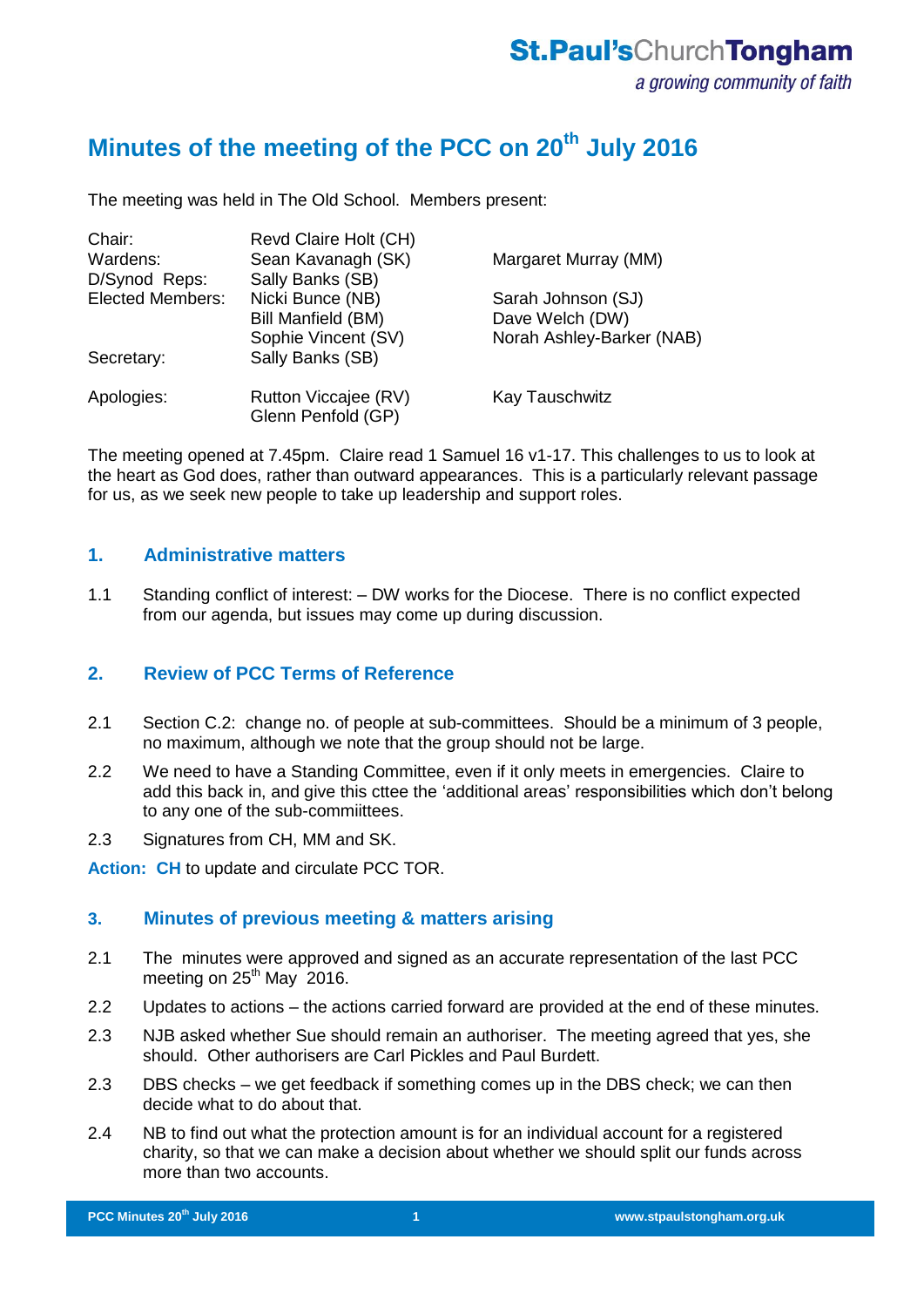St.Paul'sChurchTongham
*a growing community of faith*

# Minutes of the meeting of the PCC on 20th July 2016

The meeting was held in The Old School. Members present:

| | | |
|---|---|---|
| Chair: | Revd Claire Holt (CH) | |
| Wardens: | Sean Kavanagh (SK) | Margaret Murray (MM) |
| D/Synod Reps: | Sally Banks (SB) | |
| Elected Members: | Nicki Bunce (NB) | Sarah Johnson (SJ) |
| | Bill Manfield (BM) | Dave Welch (DW) |
| | Sophie Vincent (SV) | Norah Ashley-Barker (NAB) |
| Secretary: | Sally Banks (SB) | |
| Apologies: | Rutton Viccajee (RV) | Kay Tauschwitz |
| | Glenn Penfold (GP) | |

The meeting opened at 7.45pm. Claire read 1 Samuel 16 v1-17. This challenges to us to look at the heart as God does, rather than outward appearances. This is a particularly relevant passage for us, as we seek new people to take up leadership and support roles.

## 1. Administrative matters

1.1 Standing conflict of interest: – DW works for the Diocese. There is no conflict expected from our agenda, but issues may come up during discussion.

## 2. Review of PCC Terms of Reference

2.1 Section C.2: change no. of people at sub-committees. Should be a minimum of 3 people, no maximum, although we note that the group should not be large.

2.2 We need to have a Standing Committee, even if it only meets in emergencies. Claire to add this back in, and give this cttee the 'additional areas' responsibilities which don't belong to any one of the sub-commiittees.

2.3 Signatures from CH, MM and SK.

**Action: CH** to update and circulate PCC TOR.

## 3. Minutes of previous meeting & matters arising

2.1 The minutes were approved and signed as an accurate representation of the last PCC meeting on 25th May 2016.

2.2 Updates to actions – the actions carried forward are provided at the end of these minutes.

2.3 NJB asked whether Sue should remain an authoriser. The meeting agreed that yes, she should. Other authorisers are Carl Pickles and Paul Burdett.

2.3 DBS checks – we get feedback if something comes up in the DBS check; we can then decide what to do about that.

2.4 NB to find out what the protection amount is for an individual account for a registered charity, so that we can make a decision about whether we should split our funds across more than two accounts.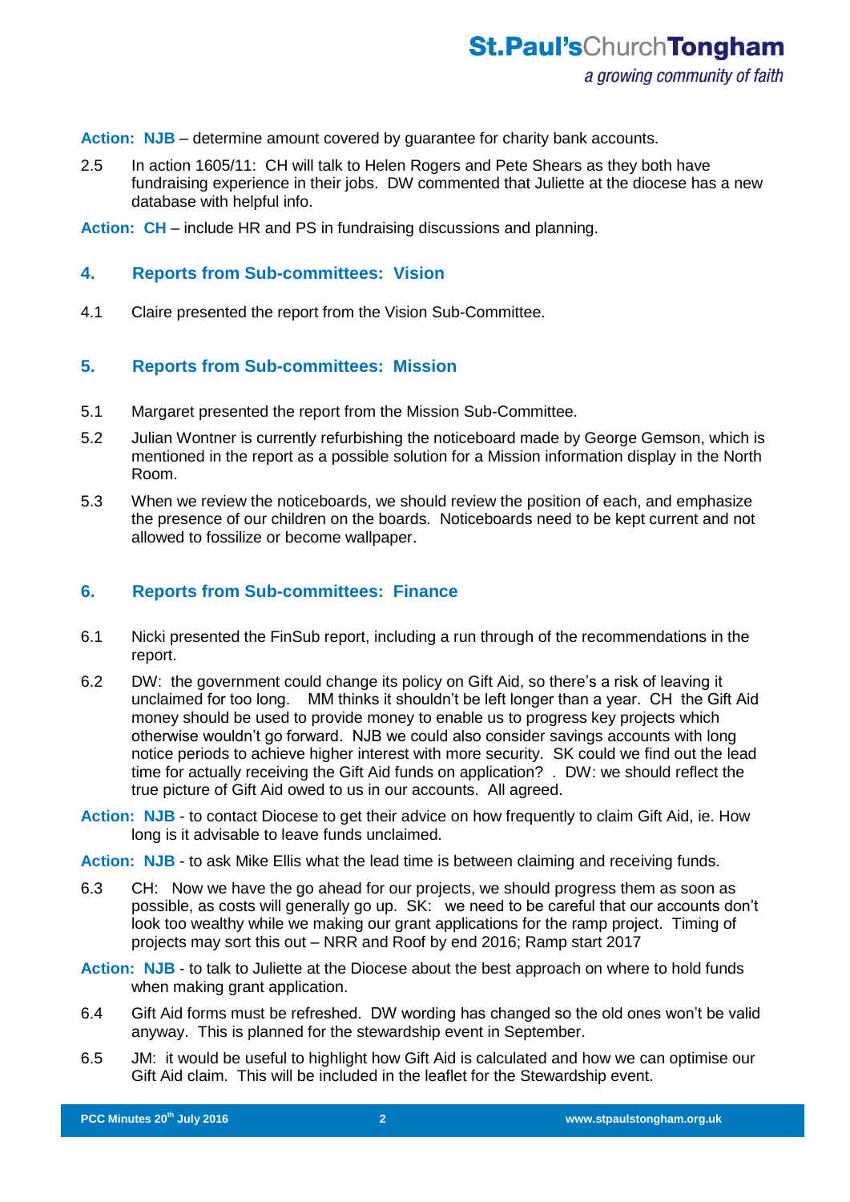**Action: NJB** – determine amount covered by guarantee for charity bank accounts.

2.5 In action 1605/11: CH will talk to Helen Rogers and Pete Shears as they both have fundraising experience in their jobs. DW commented that Juliette at the diocese has a new database with helpful info.

**Action: CH** – include HR and PS in fundraising discussions and planning.

## 4. Reports from Sub-committees: Vision

4.1 Claire presented the report from the Vision Sub-Committee.

## 5. Reports from Sub-committees: Mission

5.1 Margaret presented the report from the Mission Sub-Committee.

5.2 Julian Wontner is currently refurbishing the noticeboard made by George Gemson, which is mentioned in the report as a possible solution for a Mission information display in the North Room.

5.3 When we review the noticeboards, we should review the position of each, and emphasize the presence of our children on the boards. Noticeboards need to be kept current and not allowed to fossilize or become wallpaper.

## 6. Reports from Sub-committees: Finance

6.1 Nicki presented the FinSub report, including a run through of the recommendations in the report.

6.2 DW: the government could change its policy on Gift Aid, so there's a risk of leaving it unclaimed for too long. MM thinks it shouldn't be left longer than a year. CH the Gift Aid money should be used to provide money to enable us to progress key projects which otherwise wouldn't go forward. NJB we could also consider savings accounts with long notice periods to achieve higher interest with more security. SK could we find out the lead time for actually receiving the Gift Aid funds on application? . DW: we should reflect the true picture of Gift Aid owed to us in our accounts. All agreed.

**Action: NJB** - to contact Diocese to get their advice on how frequently to claim Gift Aid, ie. How long is it advisable to leave funds unclaimed.

**Action: NJB** - to ask Mike Ellis what the lead time is between claiming and receiving funds.

6.3 CH: Now we have the go ahead for our projects, we should progress them as soon as possible, as costs will generally go up. SK: we need to be careful that our accounts don't look too wealthy while we making our grant applications for the ramp project. Timing of projects may sort this out – NRR and Roof by end 2016; Ramp start 2017

**Action: NJB** - to talk to Juliette at the Diocese about the best approach on where to hold funds when making grant application.

6.4 Gift Aid forms must be refreshed. DW wording has changed so the old ones won't be valid anyway. This is planned for the stewardship event in September.

6.5 JM: it would be useful to highlight how Gift Aid is calculated and how we can optimise our Gift Aid claim. This will be included in the leaflet for the Stewardship event.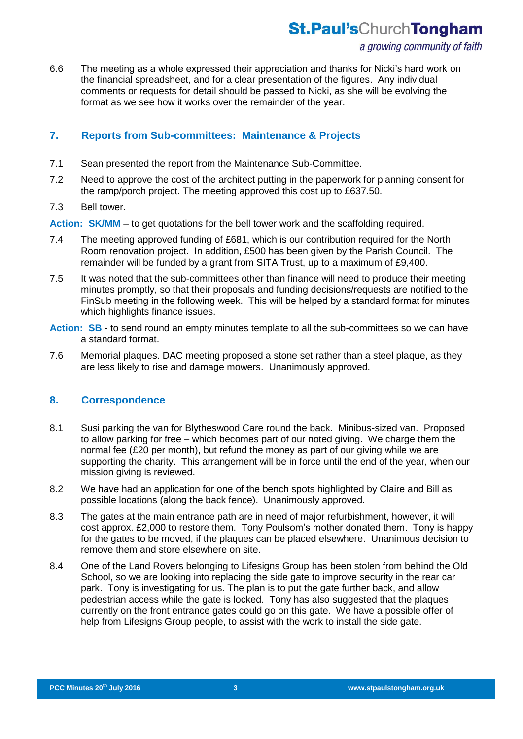6.6 The meeting as a whole expressed their appreciation and thanks for Nicki's hard work on the financial spreadsheet, and for a clear presentation of the figures. Any individual comments or requests for detail should be passed to Nicki, as she will be evolving the format as we see how it works over the remainder of the year.

## 7. Reports from Sub-committees: Maintenance & Projects

7.1 Sean presented the report from the Maintenance Sub-Committee.

7.2 Need to approve the cost of the architect putting in the paperwork for planning consent for the ramp/porch project. The meeting approved this cost up to £637.50.

7.3 Bell tower.

**Action: SK/MM** – to get quotations for the bell tower work and the scaffolding required.

7.4 The meeting approved funding of £681, which is our contribution required for the North Room renovation project. In addition, £500 has been given by the Parish Council. The remainder will be funded by a grant from SITA Trust, up to a maximum of £9,400.

7.5 It was noted that the sub-committees other than finance will need to produce their meeting minutes promptly, so that their proposals and funding decisions/requests are notified to the FinSub meeting in the following week. This will be helped by a standard format for minutes which highlights finance issues.

**Action: SB** - to send round an empty minutes template to all the sub-committees so we can have a standard format.

7.6 Memorial plaques. DAC meeting proposed a stone set rather than a steel plaque, as they are less likely to rise and damage mowers. Unanimously approved.

## 8. Correspondence

8.1 Susi parking the van for Blytheswood Care round the back. Minibus-sized van. Proposed to allow parking for free – which becomes part of our noted giving. We charge them the normal fee (£20 per month), but refund the money as part of our giving while we are supporting the charity. This arrangement will be in force until the end of the year, when our mission giving is reviewed.

8.2 We have had an application for one of the bench spots highlighted by Claire and Bill as possible locations (along the back fence). Unanimously approved.

8.3 The gates at the main entrance path are in need of major refurbishment, however, it will cost approx. £2,000 to restore them. Tony Poulsom's mother donated them. Tony is happy for the gates to be moved, if the plaques can be placed elsewhere. Unanimous decision to remove them and store elsewhere on site.

8.4 One of the Land Rovers belonging to Lifesigns Group has been stolen from behind the Old School, so we are looking into replacing the side gate to improve security in the rear car park. Tony is investigating for us. The plan is to put the gate further back, and allow pedestrian access while the gate is locked. Tony has also suggested that the plaques currently on the front entrance gates could go on this gate. We have a possible offer of help from Lifesigns Group people, to assist with the work to install the side gate.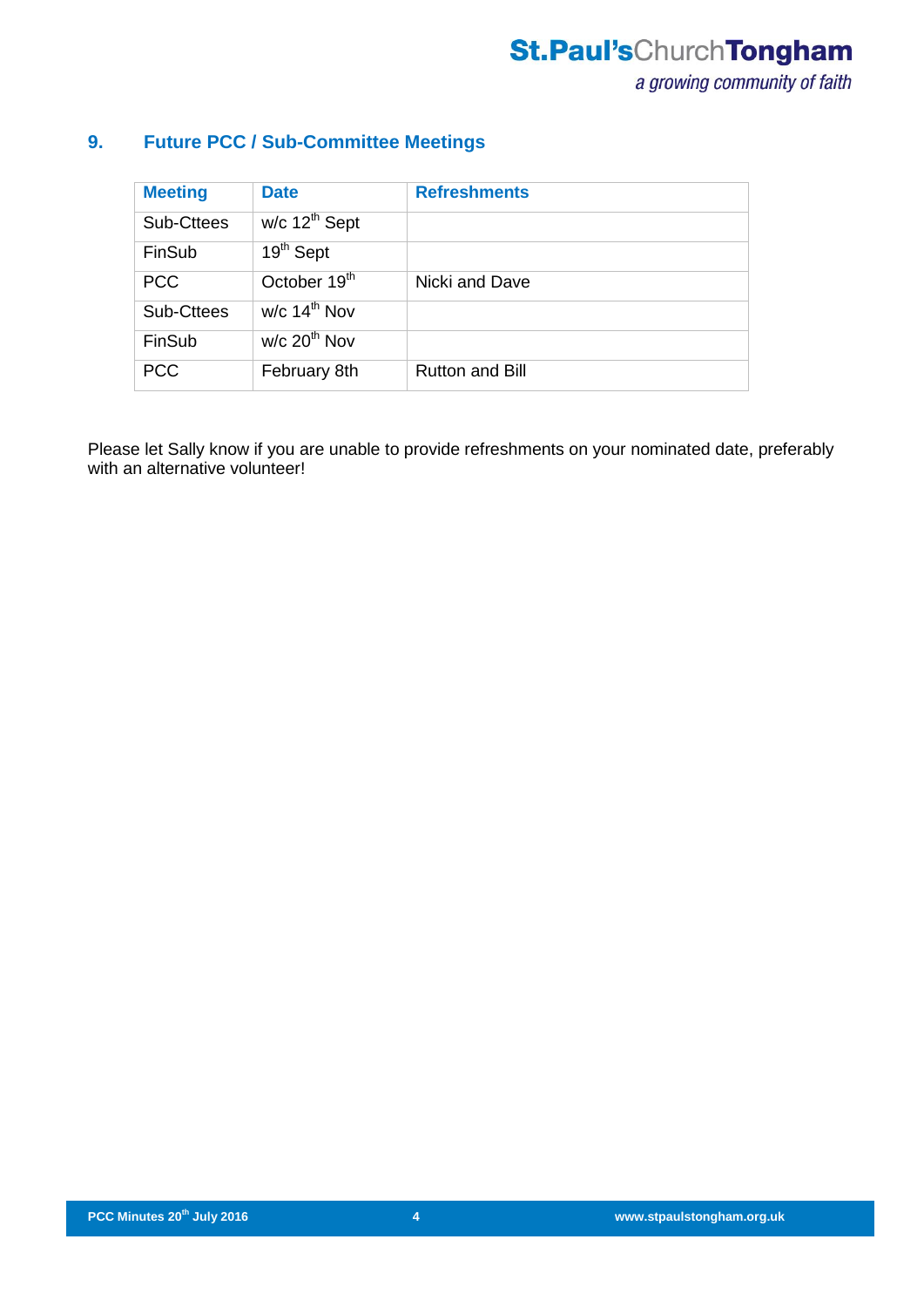## 9. Future PCC / Sub-Committee Meetings

| Meeting | Date | Refreshments |
|---|---|---|
| Sub-Cttees | w/c 12th Sept | |
| FinSub | 19th Sept | |
| PCC | October 19th | Nicki and Dave |
| Sub-Cttees | w/c 14th Nov | |
| FinSub | w/c 20th Nov | |
| PCC | February 8th | Rutton and Bill |

Please let Sally know if you are unable to provide refreshments on your nominated date, preferably with an alternative volunteer!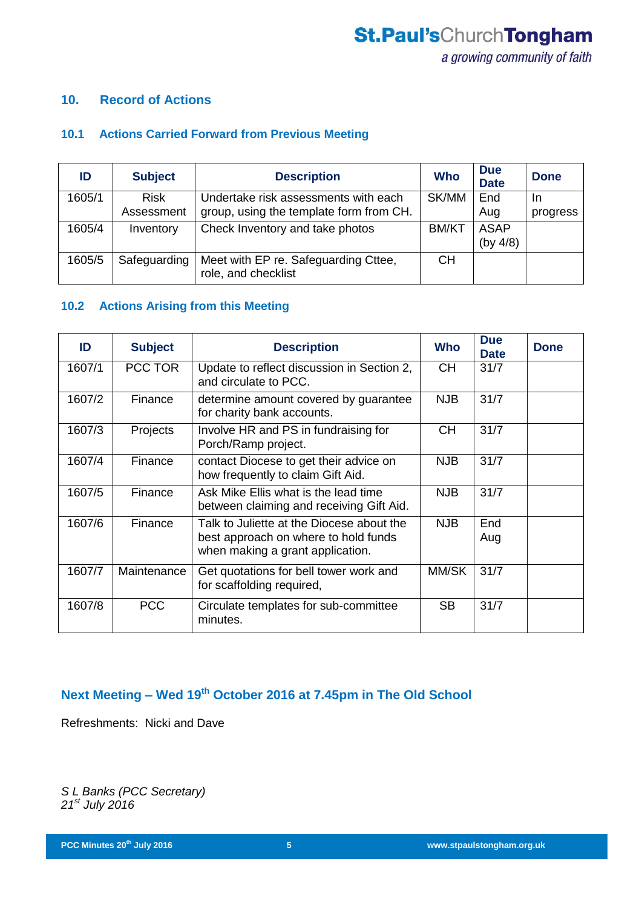## 10. Record of Actions

### 10.1 Actions Carried Forward from Previous Meeting

| ID | Subject | Description | Who | Due Date | Done |
|---|---|---|---|---|---|
| 1605/1 | Risk Assessment | Undertake risk assessments with each group, using the template form from CH. | SK/MM | End Aug | In progress |
| 1605/4 | Inventory | Check Inventory and take photos | BM/KT | ASAP (by 4/8) | |
| 1605/5 | Safeguarding | Meet with EP re. Safeguarding Cttee, role, and checklist | CH | | |

### 10.2 Actions Arising from this Meeting

| ID | Subject | Description | Who | Due Date | Done |
|---|---|---|---|---|---|
| 1607/1 | PCC TOR | Update to reflect discussion in Section 2, and circulate to PCC. | CH | 31/7 | |
| 1607/2 | Finance | determine amount covered by guarantee for charity bank accounts. | NJB | 31/7 | |
| 1607/3 | Projects | Involve HR and PS in fundraising for Porch/Ramp project. | CH | 31/7 | |
| 1607/4 | Finance | contact Diocese to get their advice on how frequently to claim Gift Aid. | NJB | 31/7 | |
| 1607/5 | Finance | Ask Mike Ellis what is the lead time between claiming and receiving Gift Aid. | NJB | 31/7 | |
| 1607/6 | Finance | Talk to Juliette at the Diocese about the best approach on where to hold funds when making a grant application. | NJB | End Aug | |
| 1607/7 | Maintenance | Get quotations for bell tower work and for scaffolding required, | MM/SK | 31/7 | |
| 1607/8 | PCC | Circulate templates for sub-committee minutes. | SB | 31/7 | |

## Next Meeting – Wed 19th October 2016 at 7.45pm in The Old School

Refreshments: Nicki and Dave

*S L Banks (PCC Secretary)*
*21st July 2016*